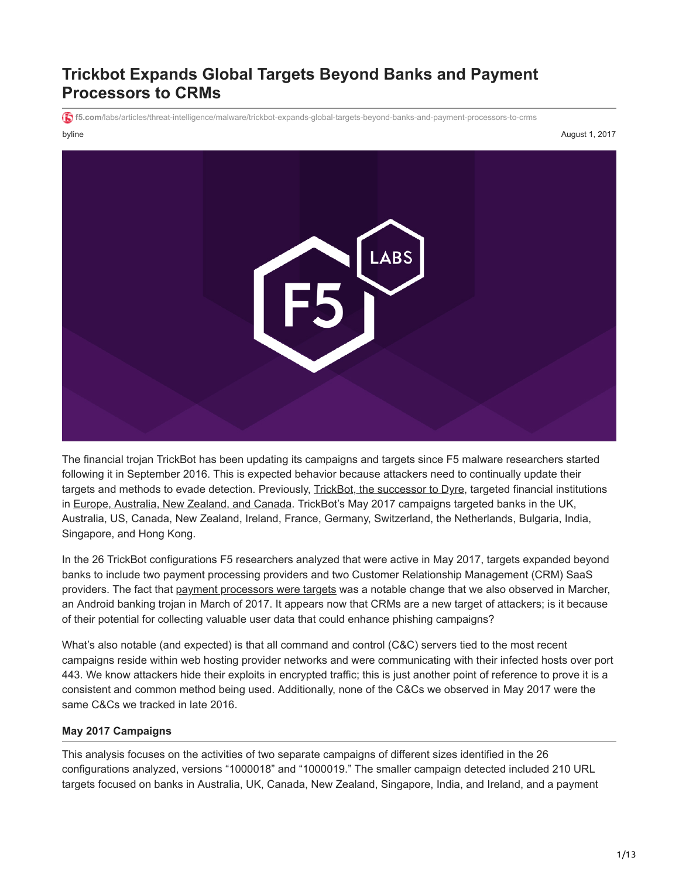# Trickbot Expands Global Targets Beyond Banks and Payment Processors to CRMs

f5.com/labs/articles/threat-intelligence/malware/trickbot-expands-global-targets-beyond-banks-and-payment-processors-to-crms

byline

August 1, 2017

The financial trojan TrickBot has been updating its campaigns and targets since F5 malware researchers started following it in September 2016. This is expected behavior because attackers need to continually update their targets and methods to evade detection. Previously, TrickBot, the successor to Dyre, targeted financial institutions in Europe, Australia, New Zealand, and Canada. TrickBot's May 2017 campaigns targeted banks in the UK, Australia, US, Canada, New Zealand, Ireland, France, Germany, Switzerland, the Netherlands, Bulgaria, India, Singapore, and Hong Kong.

In the 26 TrickBot configurations F5 researchers analyzed that were active in May 2017, targets expanded beyond banks to include two payment processing providers and two Customer Relationship Management (CRM) SaaS providers. The fact that payment processors were targets was a notable change that we also observed in Marcher, an Android banking trojan in March of 2017. It appears now that CRMs are a new target of attackers; is it because of their potential for collecting valuable user data that could enhance phishing campaigns?

What's also notable (and expected) is that all command and control (C&C) servers tied to the most recent campaigns reside within web hosting provider networks and were communicating with their infected hosts over port 443. We know attackers hide their exploits in encrypted traffic; this is just another point of reference to prove it is a consistent and common method being used. Additionally, none of the C&Cs we observed in May 2017 were the same C&Cs we tracked in late 2016.

### May 2017 Campaigns

This analysis focuses on the activities of two separate campaigns of different sizes identified in the 26 configurations analyzed, versions "1000018" and "1000019." The smaller campaign detected included 210 URL targets focused on banks in Australia, UK, Canada, New Zealand, Singapore, India, and Ireland, and a payment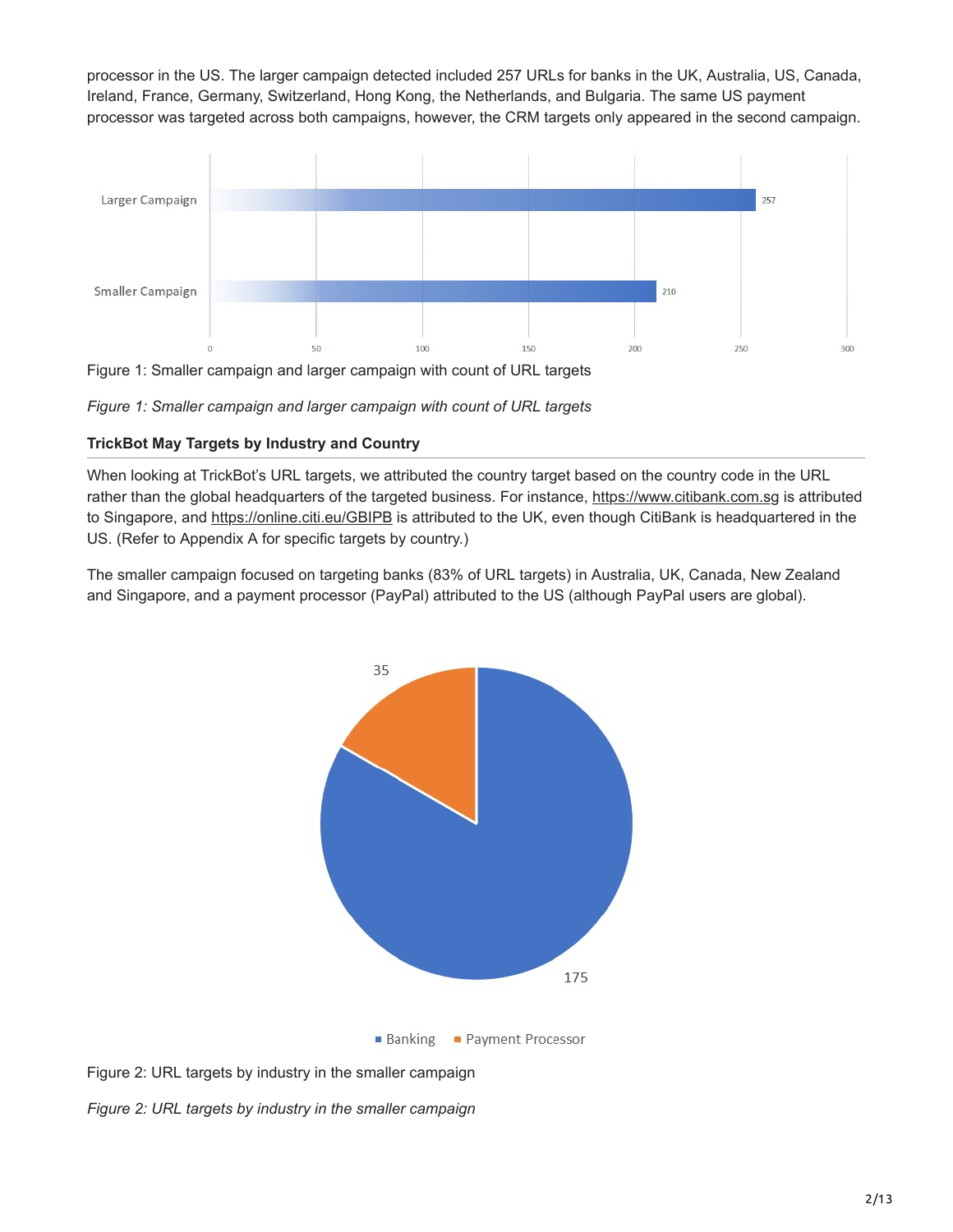processor in the US. The larger campaign detected included 257 URLs for banks in the UK, Australia, US, Canada, Ireland, France, Germany, Switzerland, Hong Kong, the Netherlands, and Bulgaria. The same US payment processor was targeted across both campaigns, however, the CRM targets only appeared in the second campaign.

Figure 1: Smaller campaign and larger campaign with count of URL targets

*Figure 1: Smaller campaign and larger campaign with count of URL targets*

### TrickBot May Targets by Industry and Country

When looking at TrickBot's URL targets, we attributed the country target based on the country code in the URL rather than the global headquarters of the targeted business. For instance, https://www.citibank.com.sg is attributed to Singapore, and https://online.citi.eu/GBIPB is attributed to the UK, even though CitiBank is headquartered in the US. (Refer to Appendix A for specific targets by country.)

The smaller campaign focused on targeting banks (83% of URL targets) in Australia, UK, Canada, New Zealand and Singapore, and a payment processor (PayPal) attributed to the US (although PayPal users are global).

Figure 2: URL targets by industry in the smaller campaign

*Figure 2: URL targets by industry in the smaller campaign*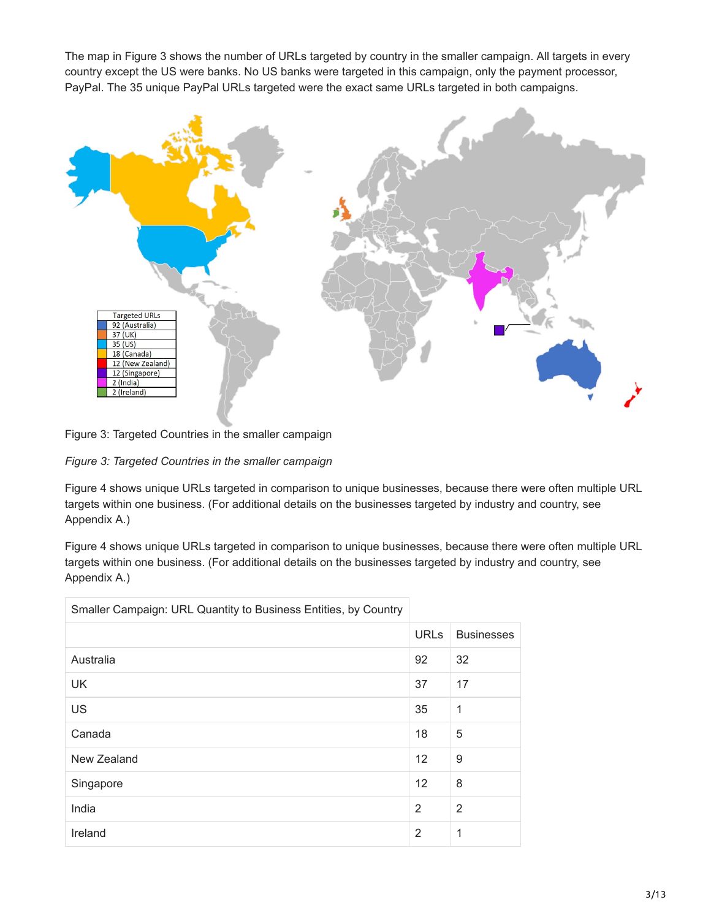The map in Figure 3 shows the number of URLs targeted by country in the smaller campaign. All targets in every country except the US were banks. No US banks were targeted in this campaign, only the payment processor, PayPal. The 35 unique PayPal URLs targeted were the exact same URLs targeted in both campaigns.

Figure 3: Targeted Countries in the smaller campaign

*Figure 3: Targeted Countries in the smaller campaign*

Figure 4 shows unique URLs targeted in comparison to unique businesses, because there were often multiple URL targets within one business. (For additional details on the businesses targeted by industry and country, see Appendix A.)

Figure 4 shows unique URLs targeted in comparison to unique businesses, because there were often multiple URL targets within one business. (For additional details on the businesses targeted by industry and country, see Appendix A.)

| Smaller Campaign: URL Quantity to Business Entities, by Country | | |
|---|---|---|
| | URLs | Businesses |
| Australia | 92 | 32 |
| UK | 37 | 17 |
| US | 35 | 1 |
| Canada | 18 | 5 |
| New Zealand | 12 | 9 |
| Singapore | 12 | 8 |
| India | 2 | 2 |
| Ireland | 2 | 1 |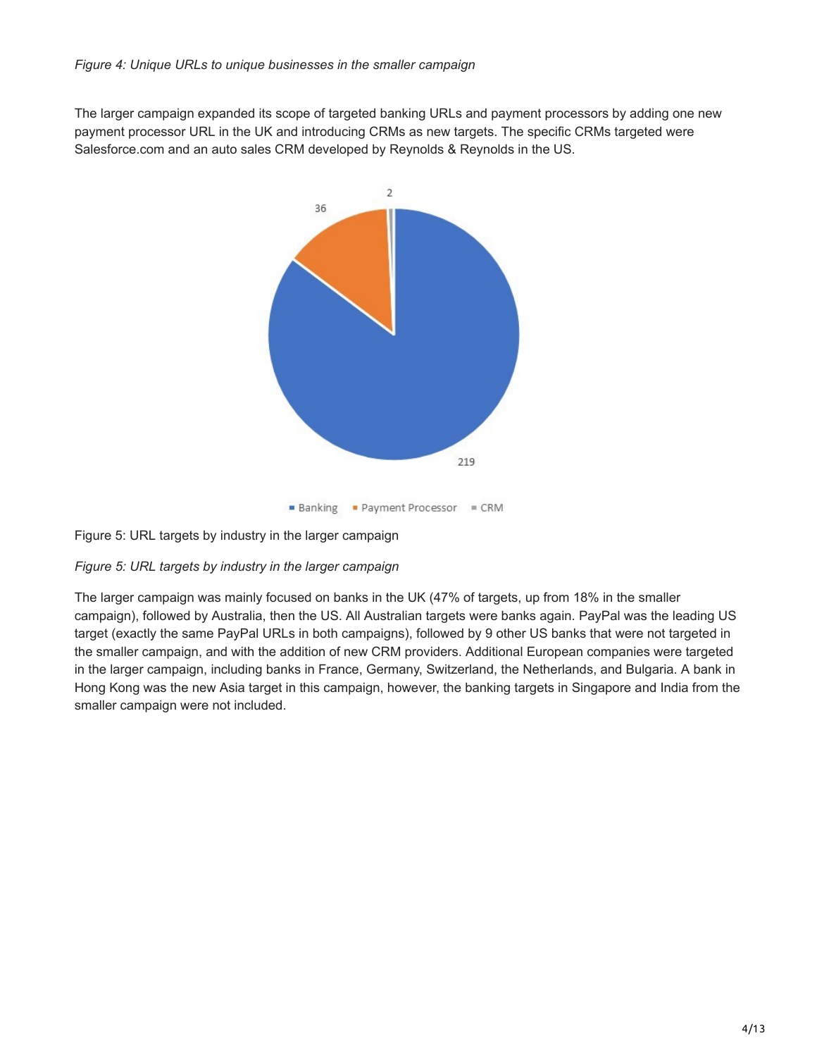*Figure 4: Unique URLs to unique businesses in the smaller campaign*

The larger campaign expanded its scope of targeted banking URLs and payment processors by adding one new payment processor URL in the UK and introducing CRMs as new targets. The specific CRMs targeted were Salesforce.com and an auto sales CRM developed by Reynolds & Reynolds in the US.

Figure 5: URL targets by industry in the larger campaign

*Figure 5: URL targets by industry in the larger campaign*

The larger campaign was mainly focused on banks in the UK (47% of targets, up from 18% in the smaller campaign), followed by Australia, then the US. All Australian targets were banks again. PayPal was the leading US target (exactly the same PayPal URLs in both campaigns), followed by 9 other US banks that were not targeted in the smaller campaign, and with the addition of new CRM providers. Additional European companies were targeted in the larger campaign, including banks in France, Germany, Switzerland, the Netherlands, and Bulgaria. A bank in Hong Kong was the new Asia target in this campaign, however, the banking targets in Singapore and India from the smaller campaign were not included.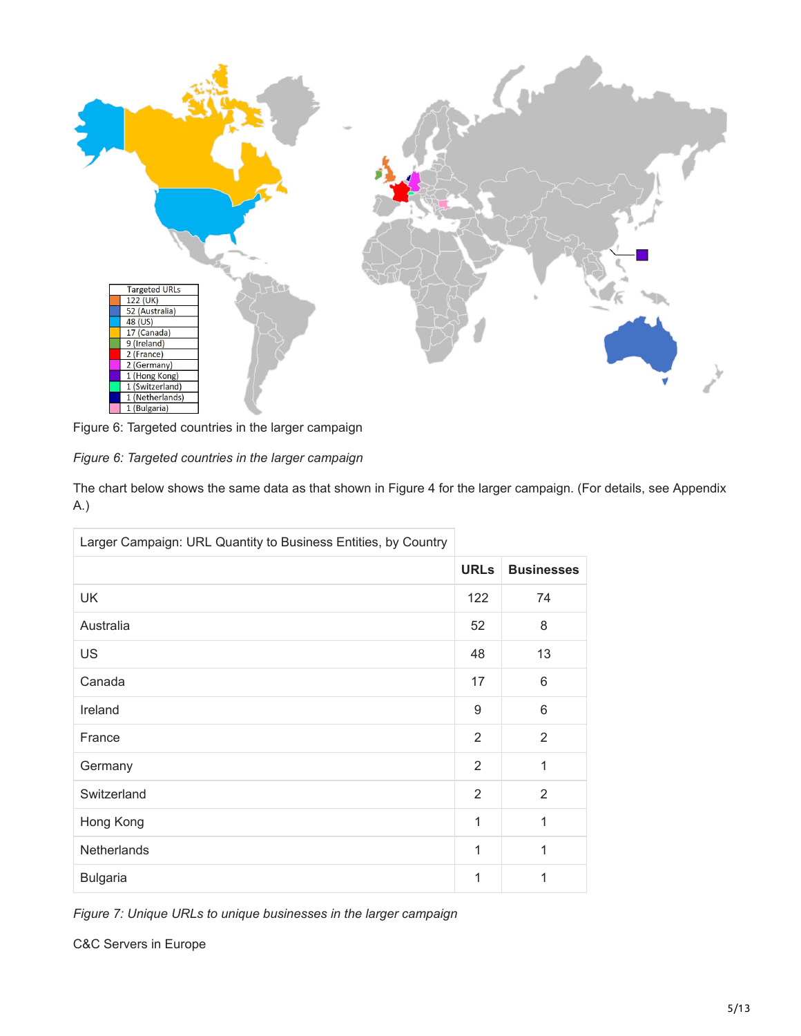Figure 6: Targeted countries in the larger campaign

*Figure 6: Targeted countries in the larger campaign*

The chart below shows the same data as that shown in Figure 4 for the larger campaign. (For details, see Appendix A.)

| Larger Campaign: URL Quantity to Business Entities, by Country | | |
|---|---|---|
| | **URLs** | **Businesses** |
| UK | 122 | 74 |
| Australia | 52 | 8 |
| US | 48 | 13 |
| Canada | 17 | 6 |
| Ireland | 9 | 6 |
| France | 2 | 2 |
| Germany | 2 | 1 |
| Switzerland | 2 | 2 |
| Hong Kong | 1 | 1 |
| Netherlands | 1 | 1 |
| Bulgaria | 1 | 1 |

*Figure 7: Unique URLs to unique businesses in the larger campaign*

C&C Servers in Europe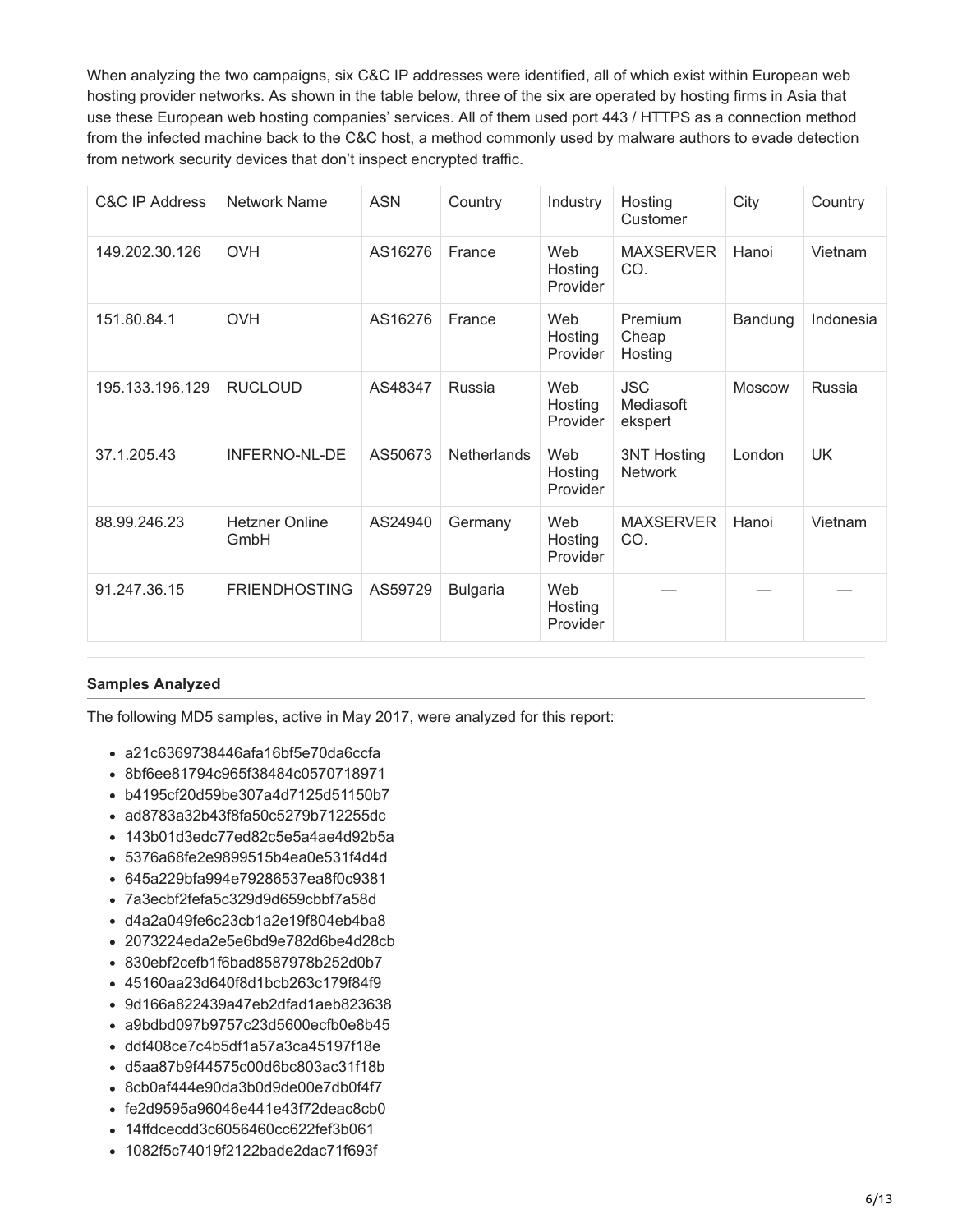When analyzing the two campaigns, six C&C IP addresses were identified, all of which exist within European web hosting provider networks. As shown in the table below, three of the six are operated by hosting firms in Asia that use these European web hosting companies' services. All of them used port 443 / HTTPS as a connection method from the infected machine back to the C&C host, a method commonly used by malware authors to evade detection from network security devices that don't inspect encrypted traffic.

| C&C IP Address | Network Name | ASN | Country | Industry | Hosting Customer | City | Country |
|---|---|---|---|---|---|---|---|
| 149.202.30.126 | OVH | AS16276 | France | Web Hosting Provider | MAXSERVER CO. | Hanoi | Vietnam |
| 151.80.84.1 | OVH | AS16276 | France | Web Hosting Provider | Premium Cheap Hosting | Bandung | Indonesia |
| 195.133.196.129 | RUCLOUD | AS48347 | Russia | Web Hosting Provider | JSC Mediasoft ekspert | Moscow | Russia |
| 37.1.205.43 | INFERNO-NL-DE | AS50673 | Netherlands | Web Hosting Provider | 3NT Hosting Network | London | UK |
| 88.99.246.23 | Hetzner Online GmbH | AS24940 | Germany | Web Hosting Provider | MAXSERVER CO. | Hanoi | Vietnam |
| 91.247.36.15 | FRIENDHOSTING | AS59729 | Bulgaria | Web Hosting Provider | — | — | — |

**Samples Analyzed**

The following MD5 samples, active in May 2017, were analyzed for this report:

- a21c6369738446afa16bf5e70da6ccfa
- 8bf6ee81794c965f38484c0570718971
- b4195cf20d59be307a4d7125d51150b7
- ad8783a32b43f8fa50c5279b712255dc
- 143b01d3edc77ed82c5e5a4ae4d92b5a
- 5376a68fe2e9899515b4ea0e531f4d4d
- 645a229bfa994e79286537ea8f0c9381
- 7a3ecbf2fefa5c329d9d659cbbf7a58d
- d4a2a049fe6c23cb1a2e19f804eb4ba8
- 2073224eda2e5e6bd9e782d6be4d28cb
- 830ebf2cefb1f6bad8587978b252d0b7
- 45160aa23d640f8d1bcb263c179f84f9
- 9d166a822439a47eb2dfad1aeb823638
- a9bdbd097b9757c23d5600ecfb0e8b45
- ddf408ce7c4b5df1a57a3ca45197f18e
- d5aa87b9f44575c00d6bc803ac31f18b
- 8cb0af444e90da3b0d9de00e7db0f4f7
- fe2d9595a96046e441e43f72deac8cb0
- 14ffdcecdd3c6056460cc622fef3b061
- 1082f5c74019f2122bade2dac71f693f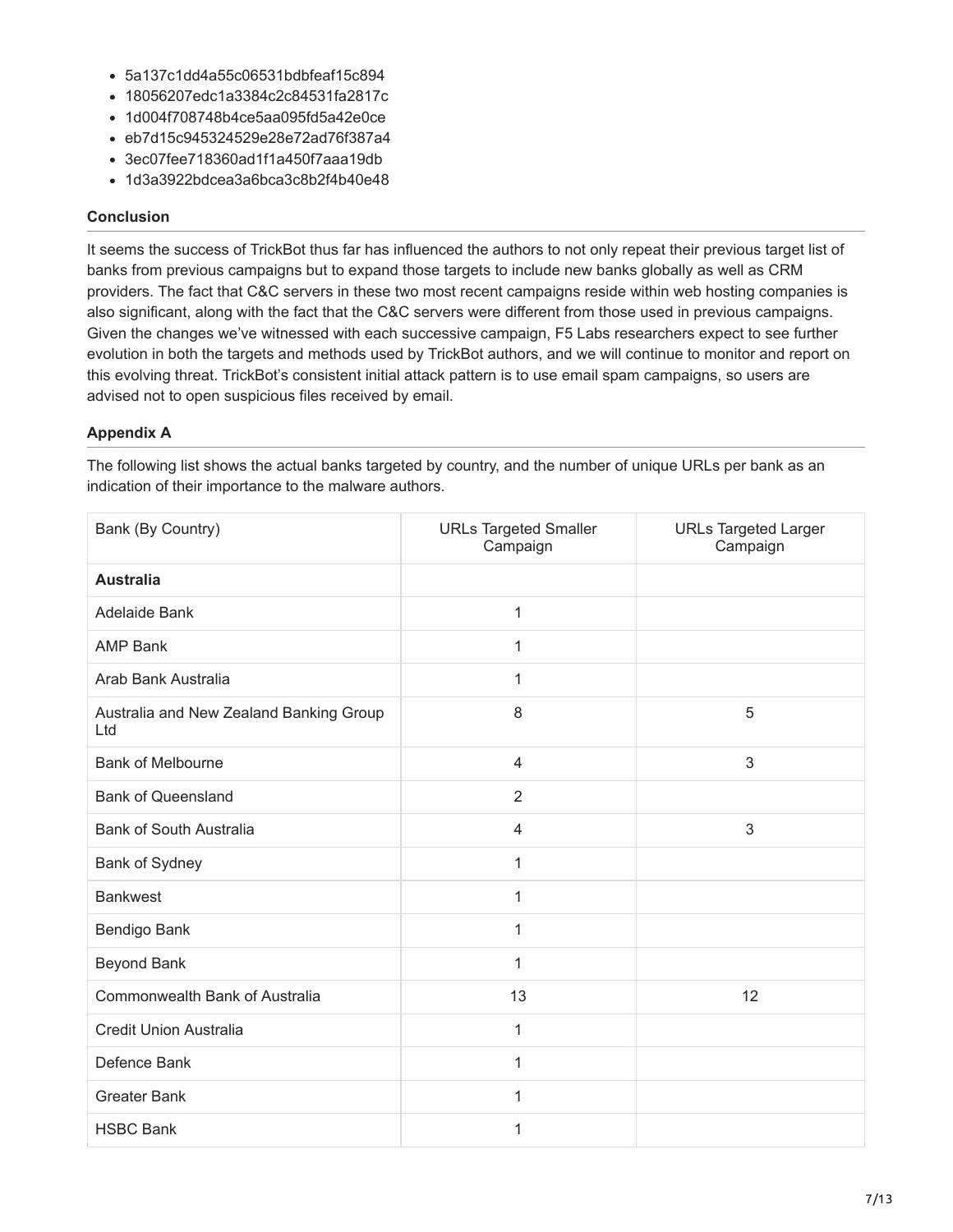- 5a137c1dd4a55c06531bdbfeaf15c894
- 18056207edc1a3384c2c84531fa2817c
- 1d004f708748b4ce5aa095fd5a42e0ce
- eb7d15c945324529e28e72ad76f387a4
- 3ec07fee718360ad1f1a450f7aaa19db
- 1d3a3922bdcea3a6bca3c8b2f4b40e48

**Conclusion**

It seems the success of TrickBot thus far has influenced the authors to not only repeat their previous target list of banks from previous campaigns but to expand those targets to include new banks globally as well as CRM providers. The fact that C&C servers in these two most recent campaigns reside within web hosting companies is also significant, along with the fact that the C&C servers were different from those used in previous campaigns. Given the changes we've witnessed with each successive campaign, F5 Labs researchers expect to see further evolution in both the targets and methods used by TrickBot authors, and we will continue to monitor and report on this evolving threat. TrickBot's consistent initial attack pattern is to use email spam campaigns, so users are advised not to open suspicious files received by email.

**Appendix A**

The following list shows the actual banks targeted by country, and the number of unique URLs per bank as an indication of their importance to the malware authors.

| Bank (By Country) | URLs Targeted Smaller Campaign | URLs Targeted Larger Campaign |
|---|---|---|
| **Australia** | | |
| Adelaide Bank | 1 | |
| AMP Bank | 1 | |
| Arab Bank Australia | 1 | |
| Australia and New Zealand Banking Group Ltd | 8 | 5 |
| Bank of Melbourne | 4 | 3 |
| Bank of Queensland | 2 | |
| Bank of South Australia | 4 | 3 |
| Bank of Sydney | 1 | |
| Bankwest | 1 | |
| Bendigo Bank | 1 | |
| Beyond Bank | 1 | |
| Commonwealth Bank of Australia | 13 | 12 |
| Credit Union Australia | 1 | |
| Defence Bank | 1 | |
| Greater Bank | 1 | |
| HSBC Bank | 1 | |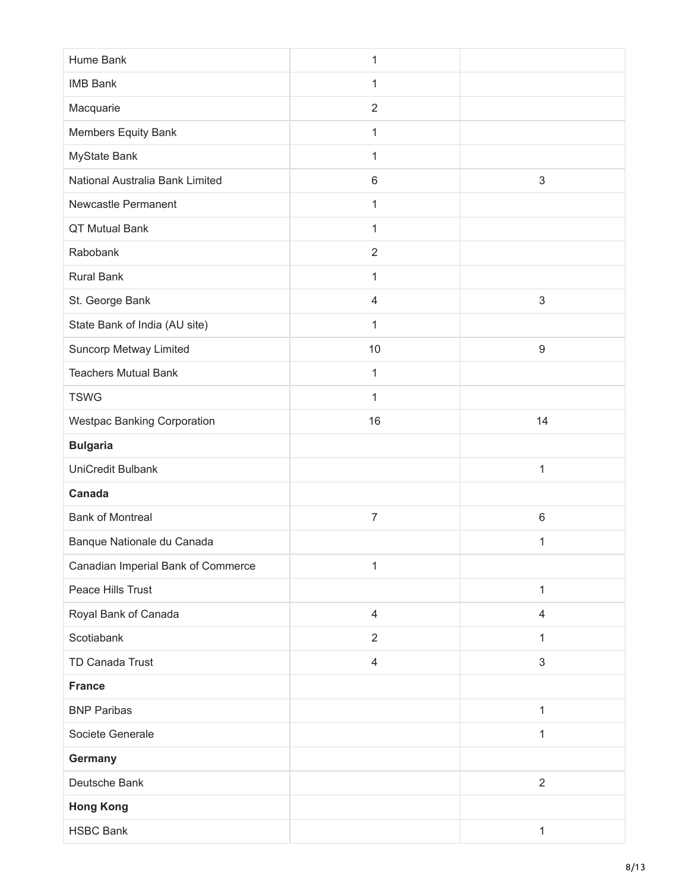| | | |
|---|---|---|
| Hume Bank | 1 | |
| IMB Bank | 1 | |
| Macquarie | 2 | |
| Members Equity Bank | 1 | |
| MyState Bank | 1 | |
| National Australia Bank Limited | 6 | 3 |
| Newcastle Permanent | 1 | |
| QT Mutual Bank | 1 | |
| Rabobank | 2 | |
| Rural Bank | 1 | |
| St. George Bank | 4 | 3 |
| State Bank of India (AU site) | 1 | |
| Suncorp Metway Limited | 10 | 9 |
| Teachers Mutual Bank | 1 | |
| TSWG | 1 | |
| Westpac Banking Corporation | 16 | 14 |
| **Bulgaria** | | |
| UniCredit Bulbank | | 1 |
| **Canada** | | |
| Bank of Montreal | 7 | 6 |
| Banque Nationale du Canada | | 1 |
| Canadian Imperial Bank of Commerce | 1 | |
| Peace Hills Trust | | 1 |
| Royal Bank of Canada | 4 | 4 |
| Scotiabank | 2 | 1 |
| TD Canada Trust | 4 | 3 |
| **France** | | |
| BNP Paribas | | 1 |
| Societe Generale | | 1 |
| **Germany** | | |
| Deutsche Bank | | 2 |
| **Hong Kong** | | |
| HSBC Bank | | 1 |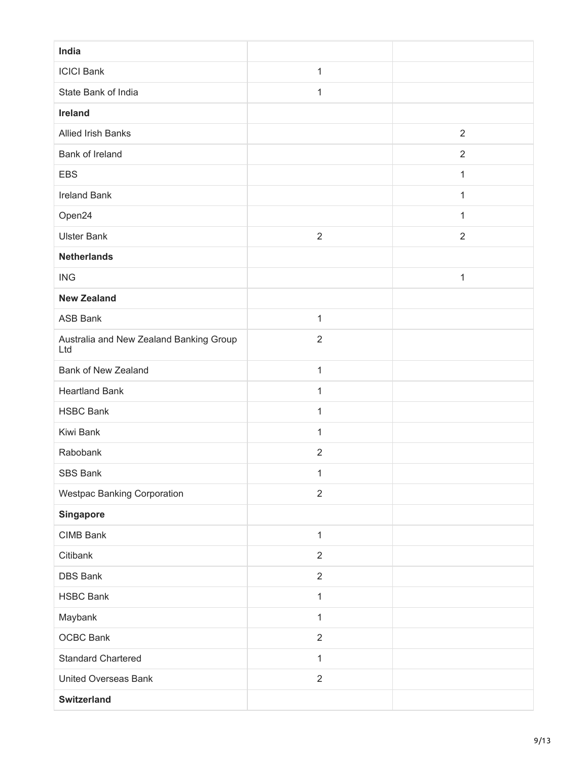| | | |
|---|---|---|
| **India** | | |
| ICICI Bank | 1 | |
| State Bank of India | 1 | |
| **Ireland** | | |
| Allied Irish Banks | | 2 |
| Bank of Ireland | | 2 |
| EBS | | 1 |
| Ireland Bank | | 1 |
| Open24 | | 1 |
| Ulster Bank | 2 | 2 |
| **Netherlands** | | |
| ING | | 1 |
| **New Zealand** | | |
| ASB Bank | 1 | |
| Australia and New Zealand Banking Group Ltd | 2 | |
| Bank of New Zealand | 1 | |
| Heartland Bank | 1 | |
| HSBC Bank | 1 | |
| Kiwi Bank | 1 | |
| Rabobank | 2 | |
| SBS Bank | 1 | |
| Westpac Banking Corporation | 2 | |
| **Singapore** | | |
| CIMB Bank | 1 | |
| Citibank | 2 | |
| DBS Bank | 2 | |
| HSBC Bank | 1 | |
| Maybank | 1 | |
| OCBC Bank | 2 | |
| Standard Chartered | 1 | |
| United Overseas Bank | 2 | |
| **Switzerland** | | |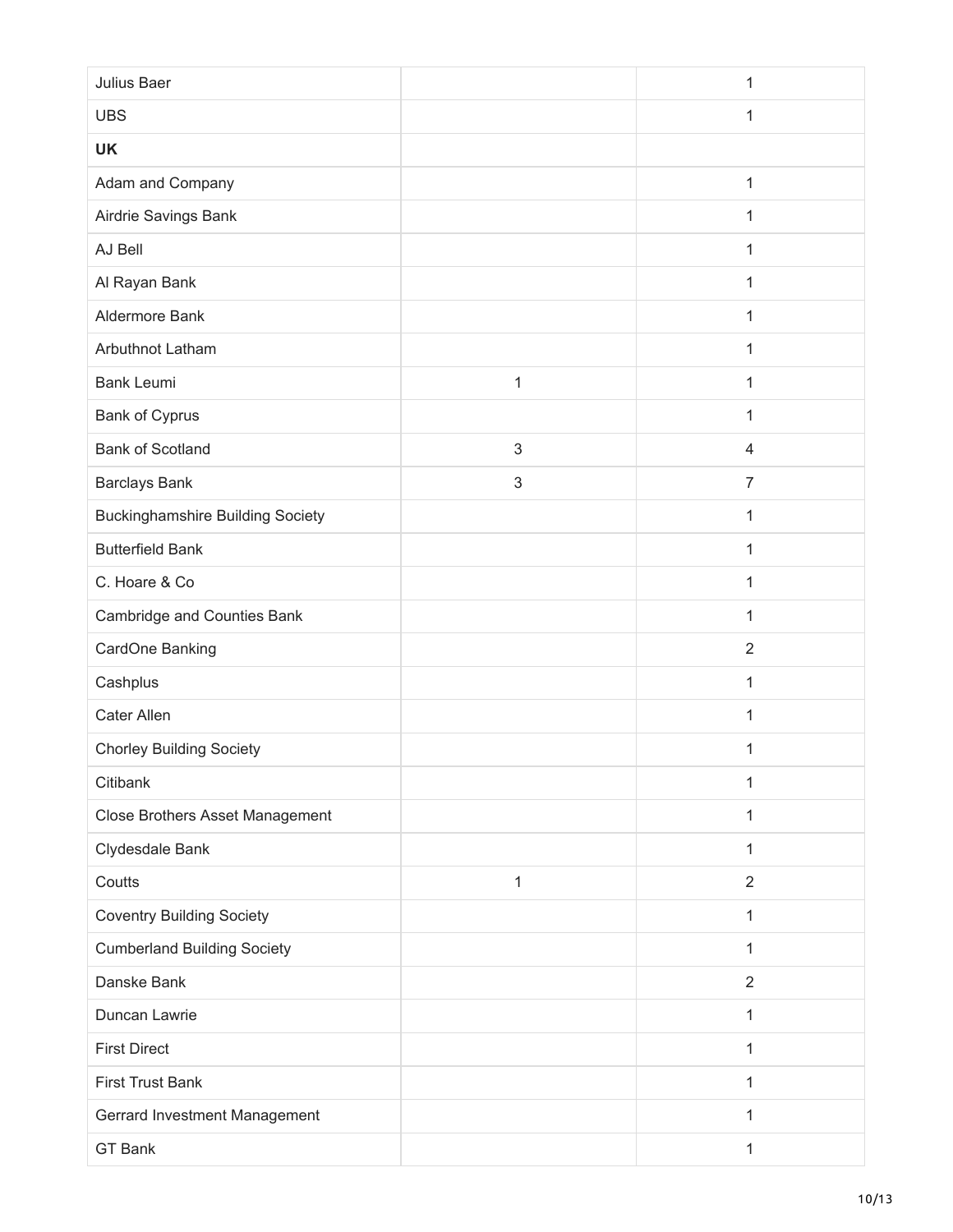| | | |
|---|---|---|
| Julius Baer | | 1 |
| UBS | | 1 |
| **UK** | | |
| Adam and Company | | 1 |
| Airdrie Savings Bank | | 1 |
| AJ Bell | | 1 |
| Al Rayan Bank | | 1 |
| Aldermore Bank | | 1 |
| Arbuthnot Latham | | 1 |
| Bank Leumi | 1 | 1 |
| Bank of Cyprus | | 1 |
| Bank of Scotland | 3 | 4 |
| Barclays Bank | 3 | 7 |
| Buckinghamshire Building Society | | 1 |
| Butterfield Bank | | 1 |
| C. Hoare & Co | | 1 |
| Cambridge and Counties Bank | | 1 |
| CardOne Banking | | 2 |
| Cashplus | | 1 |
| Cater Allen | | 1 |
| Chorley Building Society | | 1 |
| Citibank | | 1 |
| Close Brothers Asset Management | | 1 |
| Clydesdale Bank | | 1 |
| Coutts | 1 | 2 |
| Coventry Building Society | | 1 |
| Cumberland Building Society | | 1 |
| Danske Bank | | 2 |
| Duncan Lawrie | | 1 |
| First Direct | | 1 |
| First Trust Bank | | 1 |
| Gerrard Investment Management | | 1 |
| GT Bank | | 1 |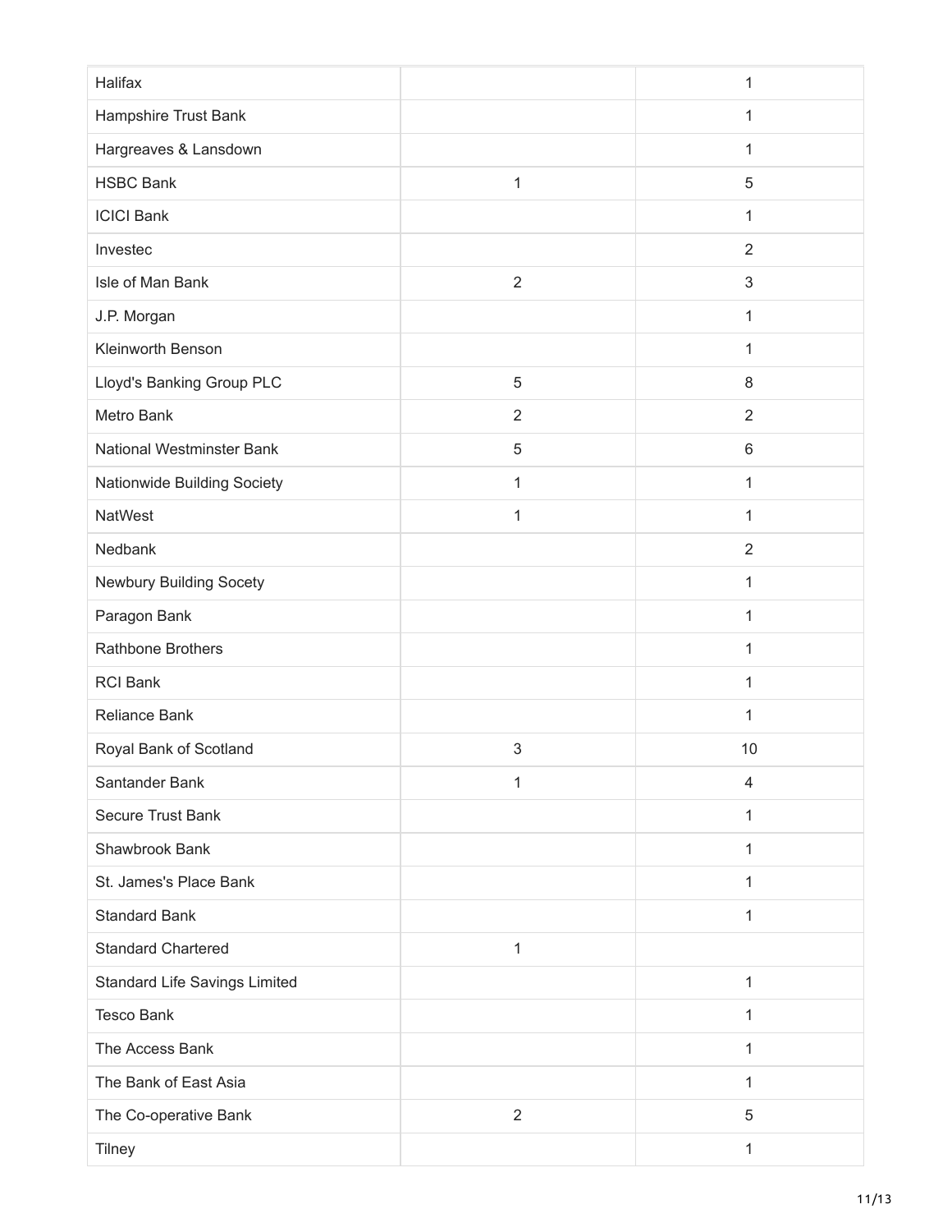| | | |
|---|---|---|
| Halifax | | 1 |
| Hampshire Trust Bank | | 1 |
| Hargreaves & Lansdown | | 1 |
| HSBC Bank | 1 | 5 |
| ICICI Bank | | 1 |
| Investec | | 2 |
| Isle of Man Bank | 2 | 3 |
| J.P. Morgan | | 1 |
| Kleinworth Benson | | 1 |
| Lloyd's Banking Group PLC | 5 | 8 |
| Metro Bank | 2 | 2 |
| National Westminster Bank | 5 | 6 |
| Nationwide Building Society | 1 | 1 |
| NatWest | 1 | 1 |
| Nedbank | | 2 |
| Newbury Building Socety | | 1 |
| Paragon Bank | | 1 |
| Rathbone Brothers | | 1 |
| RCI Bank | | 1 |
| Reliance Bank | | 1 |
| Royal Bank of Scotland | 3 | 10 |
| Santander Bank | 1 | 4 |
| Secure Trust Bank | | 1 |
| Shawbrook Bank | | 1 |
| St. James's Place Bank | | 1 |
| Standard Bank | | 1 |
| Standard Chartered | 1 | |
| Standard Life Savings Limited | | 1 |
| Tesco Bank | | 1 |
| The Access Bank | | 1 |
| The Bank of East Asia | | 1 |
| The Co-operative Bank | 2 | 5 |
| Tilney | | 1 |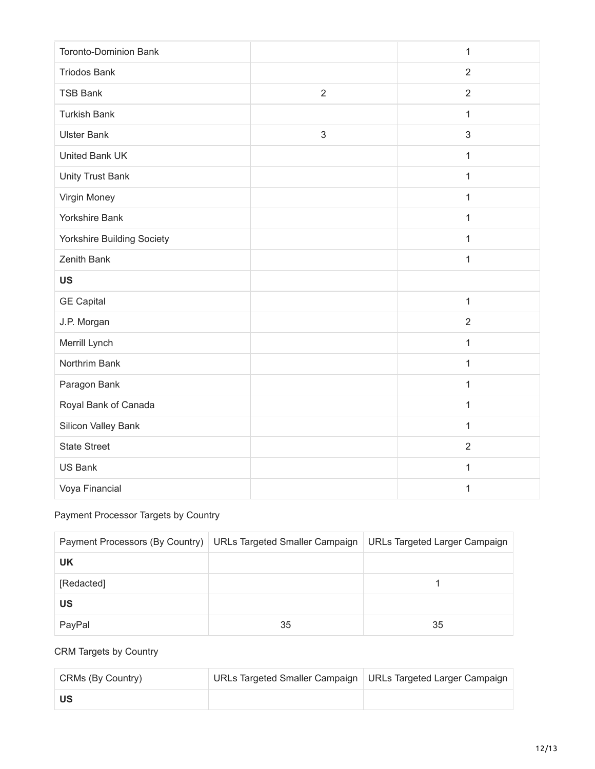| | | |
|---|---|---|
| Toronto-Dominion Bank | | 1 |
| Triodos Bank | | 2 |
| TSB Bank | 2 | 2 |
| Turkish Bank | | 1 |
| Ulster Bank | 3 | 3 |
| United Bank UK | | 1 |
| Unity Trust Bank | | 1 |
| Virgin Money | | 1 |
| Yorkshire Bank | | 1 |
| Yorkshire Building Society | | 1 |
| Zenith Bank | | 1 |
| **US** | | |
| GE Capital | | 1 |
| J.P. Morgan | | 2 |
| Merrill Lynch | | 1 |
| Northrim Bank | | 1 |
| Paragon Bank | | 1 |
| Royal Bank of Canada | | 1 |
| Silicon Valley Bank | | 1 |
| State Street | | 2 |
| US Bank | | 1 |
| Voya Financial | | 1 |

Payment Processor Targets by Country

| Payment Processors (By Country) | URLs Targeted Smaller Campaign | URLs Targeted Larger Campaign |
|---|---|---|
| **UK** | | |
| [Redacted] | | 1 |
| **US** | | |
| PayPal | 35 | 35 |

CRM Targets by Country

| CRMs (By Country) | URLs Targeted Smaller Campaign | URLs Targeted Larger Campaign |
|---|---|---|
| **US** | | |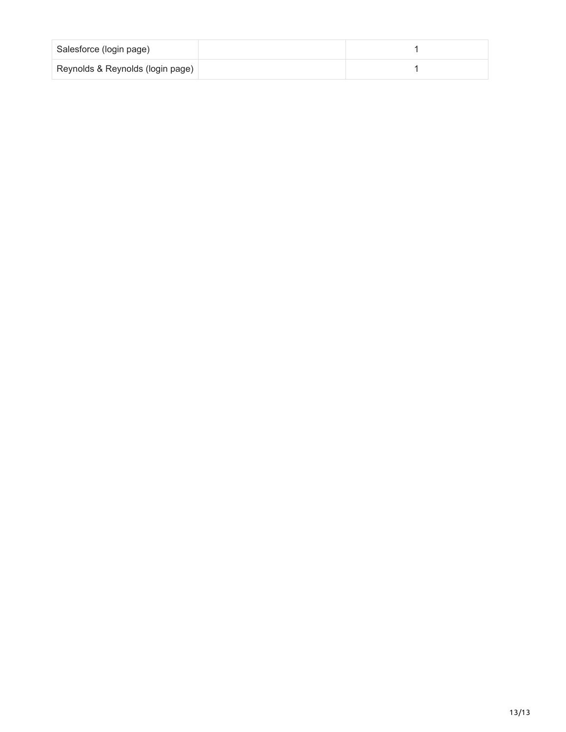| | | |
|---|---|---|
| Salesforce (login page) | | 1 |
| Reynolds & Reynolds (login page) | | 1 |